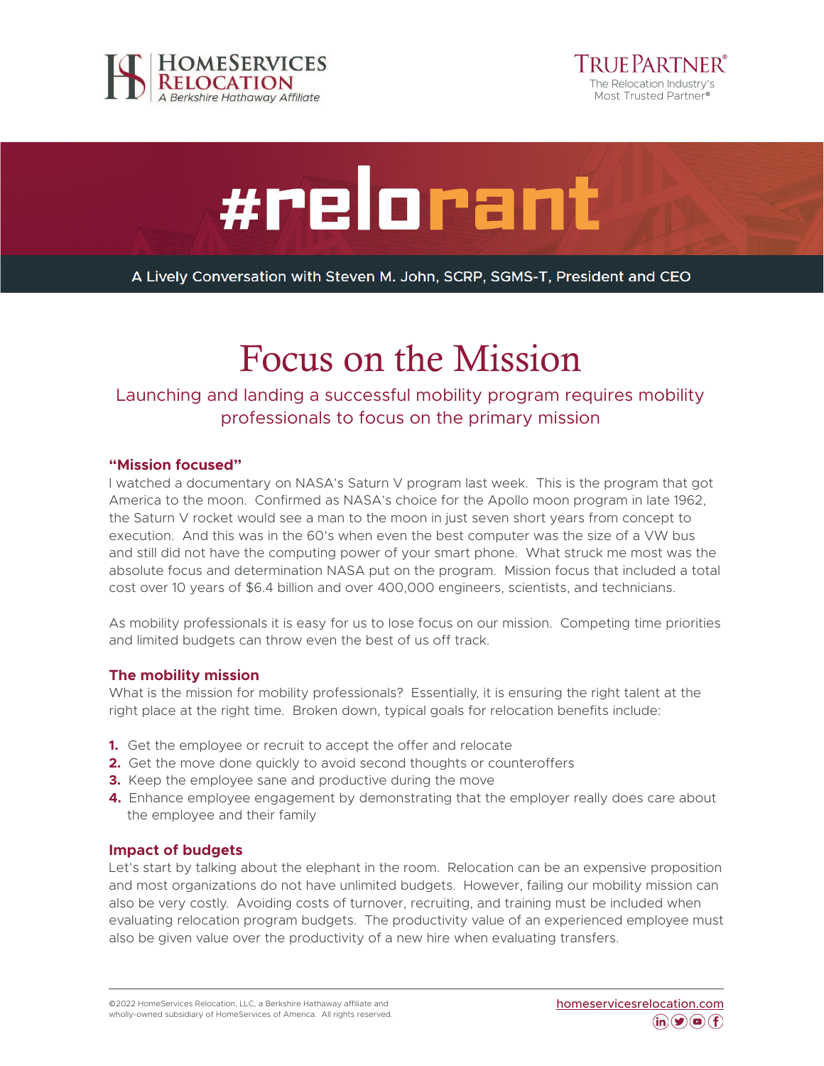HomeServices Relocation
A Berkshire Hathaway Affiliate

TruePartner®
The Relocation Industry's Most Trusted Partner®

# #relorant

A Lively Conversation with Steven M. John, SCRP, SGMS-T, President and CEO

# Focus on the Mission

## Launching and landing a successful mobility program requires mobility professionals to focus on the primary mission

### "Mission focused"

I watched a documentary on NASA's Saturn V program last week. This is the program that got America to the moon. Confirmed as NASA's choice for the Apollo moon program in late 1962, the Saturn V rocket would see a man to the moon in just seven short years from concept to execution. And this was in the 60's when even the best computer was the size of a VW bus and still did not have the computing power of your smart phone. What struck me most was the absolute focus and determination NASA put on the program. Mission focus that included a total cost over 10 years of $6.4 billion and over 400,000 engineers, scientists, and technicians.

As mobility professionals it is easy for us to lose focus on our mission. Competing time priorities and limited budgets can throw even the best of us off track.

### The mobility mission

What is the mission for mobility professionals? Essentially, it is ensuring the right talent at the right place at the right time. Broken down, typical goals for relocation benefits include:

1. Get the employee or recruit to accept the offer and relocate
2. Get the move done quickly to avoid second thoughts or counteroffers
3. Keep the employee sane and productive during the move
4. Enhance employee engagement by demonstrating that the employer really does care about the employee and their family

### Impact of budgets

Let's start by talking about the elephant in the room. Relocation can be an expensive proposition and most organizations do not have unlimited budgets. However, failing our mobility mission can also be very costly. Avoiding costs of turnover, recruiting, and training must be included when evaluating relocation program budgets. The productivity value of an experienced employee must also be given value over the productivity of a new hire when evaluating transfers.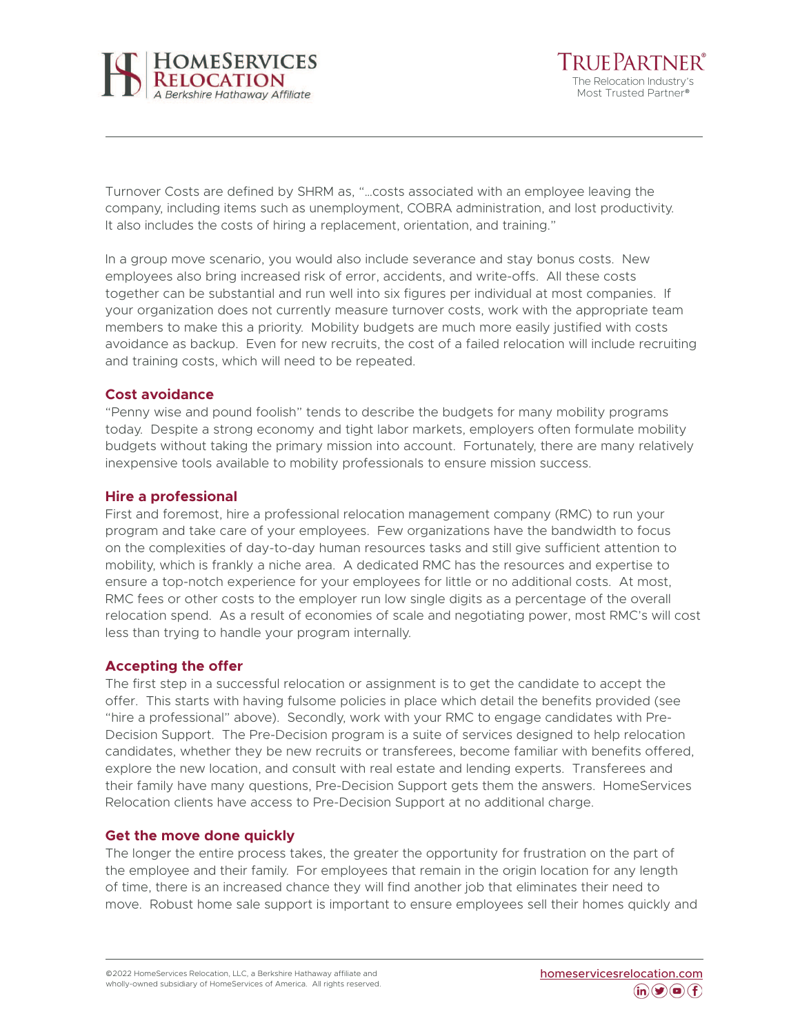Turnover Costs are defined by SHRM as, "…costs associated with an employee leaving the company, including items such as unemployment, COBRA administration, and lost productivity. It also includes the costs of hiring a replacement, orientation, and training."

In a group move scenario, you would also include severance and stay bonus costs. New employees also bring increased risk of error, accidents, and write-offs. All these costs together can be substantial and run well into six figures per individual at most companies. If your organization does not currently measure turnover costs, work with the appropriate team members to make this a priority. Mobility budgets are much more easily justified with costs avoidance as backup. Even for new recruits, the cost of a failed relocation will include recruiting and training costs, which will need to be repeated.

## Cost avoidance

"Penny wise and pound foolish" tends to describe the budgets for many mobility programs today. Despite a strong economy and tight labor markets, employers often formulate mobility budgets without taking the primary mission into account. Fortunately, there are many relatively inexpensive tools available to mobility professionals to ensure mission success.

## Hire a professional

First and foremost, hire a professional relocation management company (RMC) to run your program and take care of your employees. Few organizations have the bandwidth to focus on the complexities of day-to-day human resources tasks and still give sufficient attention to mobility, which is frankly a niche area. A dedicated RMC has the resources and expertise to ensure a top-notch experience for your employees for little or no additional costs. At most, RMC fees or other costs to the employer run low single digits as a percentage of the overall relocation spend. As a result of economies of scale and negotiating power, most RMC's will cost less than trying to handle your program internally.

## Accepting the offer

The first step in a successful relocation or assignment is to get the candidate to accept the offer. This starts with having fulsome policies in place which detail the benefits provided (see "hire a professional" above). Secondly, work with your RMC to engage candidates with Pre-Decision Support. The Pre-Decision program is a suite of services designed to help relocation candidates, whether they be new recruits or transferees, become familiar with benefits offered, explore the new location, and consult with real estate and lending experts. Transferees and their family have many questions, Pre-Decision Support gets them the answers. HomeServices Relocation clients have access to Pre-Decision Support at no additional charge.

## Get the move done quickly

The longer the entire process takes, the greater the opportunity for frustration on the part of the employee and their family. For employees that remain in the origin location for any length of time, there is an increased chance they will find another job that eliminates their need to move. Robust home sale support is important to ensure employees sell their homes quickly and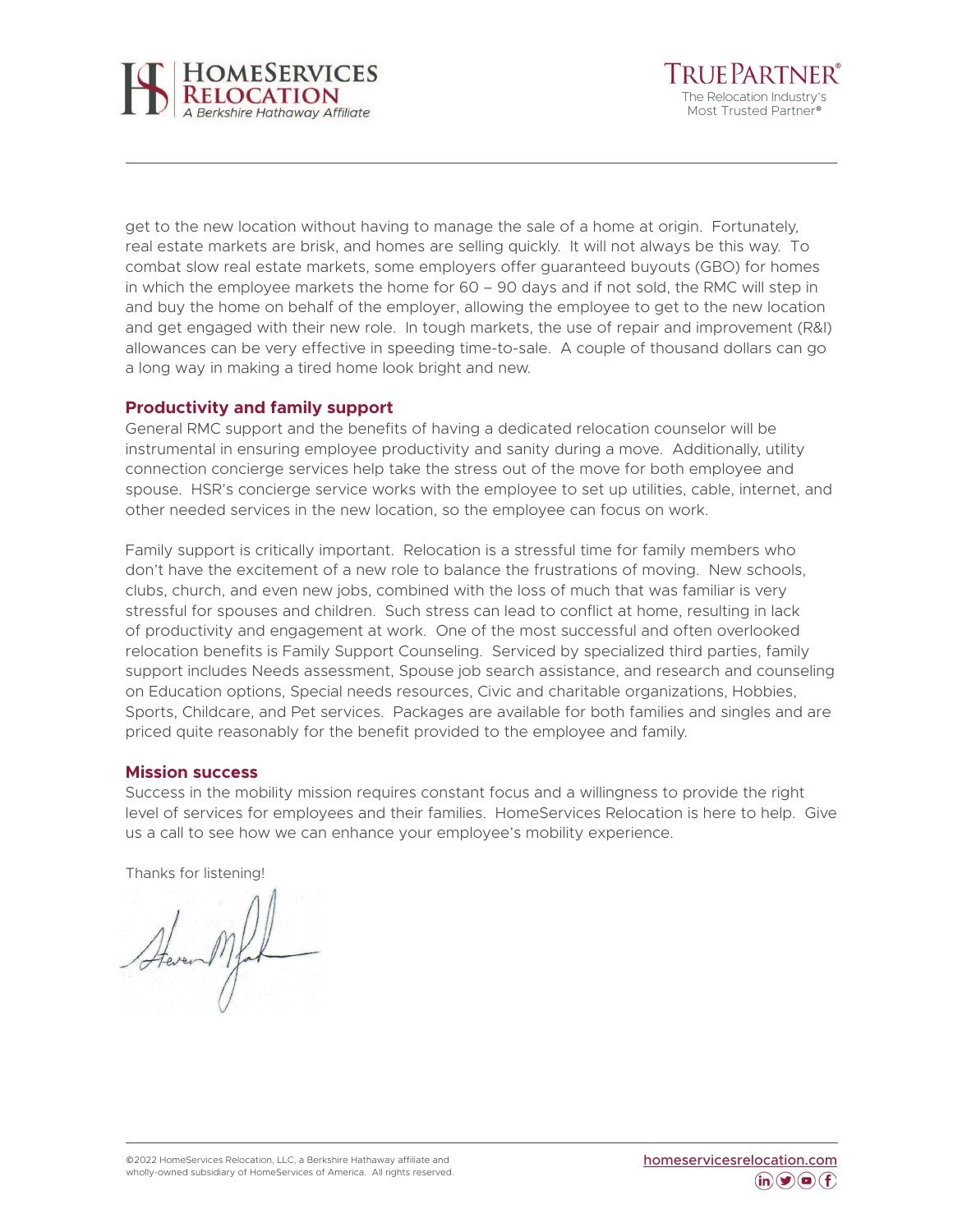get to the new location without having to manage the sale of a home at origin. Fortunately, real estate markets are brisk, and homes are selling quickly. It will not always be this way. To combat slow real estate markets, some employers offer guaranteed buyouts (GBO) for homes in which the employee markets the home for 60 – 90 days and if not sold, the RMC will step in and buy the home on behalf of the employer, allowing the employee to get to the new location and get engaged with their new role. In tough markets, the use of repair and improvement (R&I) allowances can be very effective in speeding time-to-sale. A couple of thousand dollars can go a long way in making a tired home look bright and new.

## Productivity and family support

General RMC support and the benefits of having a dedicated relocation counselor will be instrumental in ensuring employee productivity and sanity during a move. Additionally, utility connection concierge services help take the stress out of the move for both employee and spouse. HSR's concierge service works with the employee to set up utilities, cable, internet, and other needed services in the new location, so the employee can focus on work.

Family support is critically important. Relocation is a stressful time for family members who don't have the excitement of a new role to balance the frustrations of moving. New schools, clubs, church, and even new jobs, combined with the loss of much that was familiar is very stressful for spouses and children. Such stress can lead to conflict at home, resulting in lack of productivity and engagement at work. One of the most successful and often overlooked relocation benefits is Family Support Counseling. Serviced by specialized third parties, family support includes Needs assessment, Spouse job search assistance, and research and counseling on Education options, Special needs resources, Civic and charitable organizations, Hobbies, Sports, Childcare, and Pet services. Packages are available for both families and singles and are priced quite reasonably for the benefit provided to the employee and family.

## Mission success

Success in the mobility mission requires constant focus and a willingness to provide the right level of services for employees and their families. HomeServices Relocation is here to help. Give us a call to see how we can enhance your employee's mobility experience.

Thanks for listening!

©2022 HomeServices Relocation, LLC, a Berkshire Hathaway affiliate and wholly-owned subsidiary of HomeServices of America. All rights reserved.

homeservicesrelocation.com